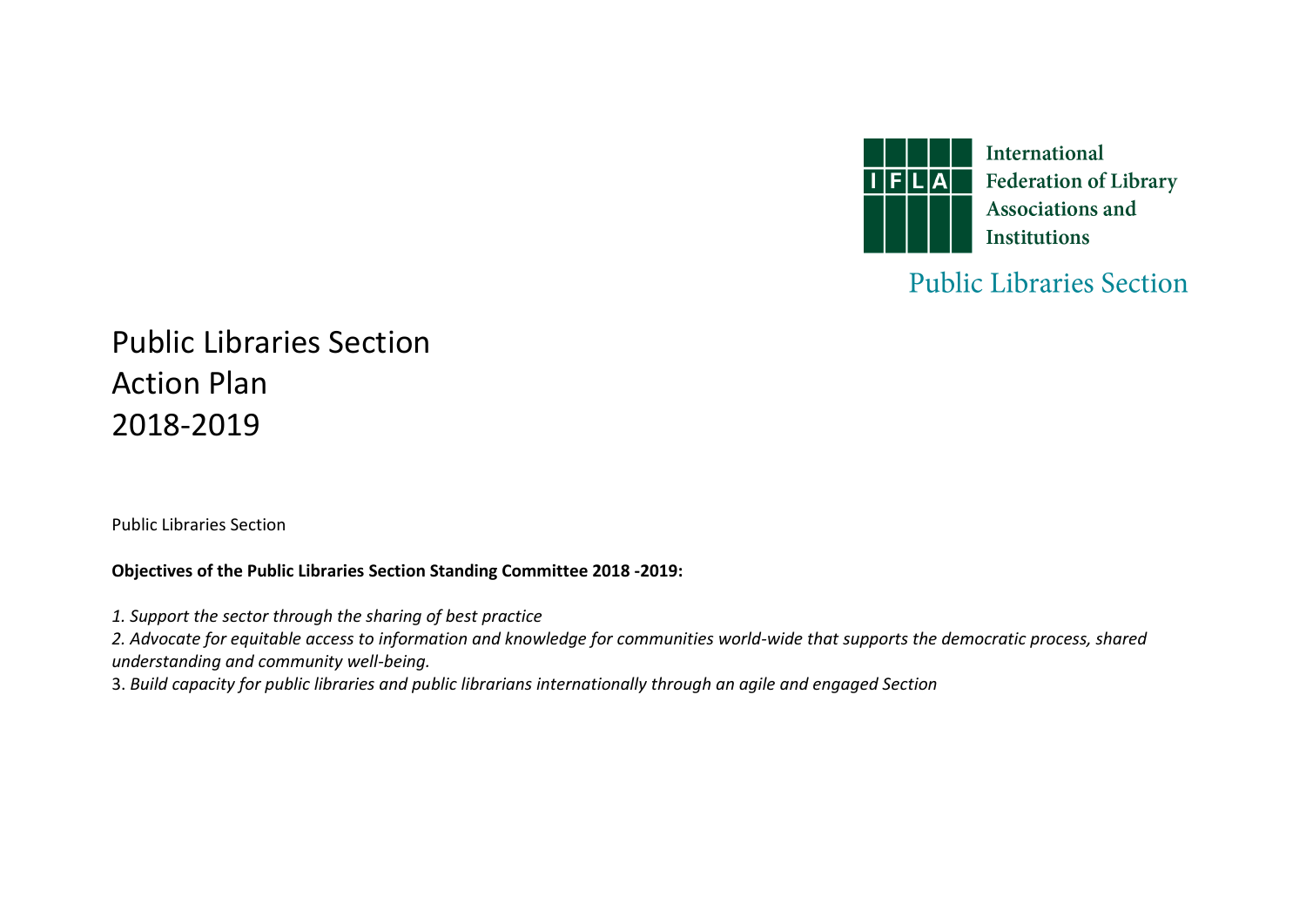International Federation of Library Associations and Institutions

Public Libraries Section

# Public Libraries Section
# Action Plan
# 2018-2019

Public Libraries Section

**Objectives of the Public Libraries Section Standing Committee 2018 -2019:**

*1. Support the sector through the sharing of best practice*

*2. Advocate for equitable access to information and knowledge for communities world-wide that supports the democratic process, shared understanding and community well-being.*

3. *Build capacity for public libraries and public librarians internationally through an agile and engaged Section*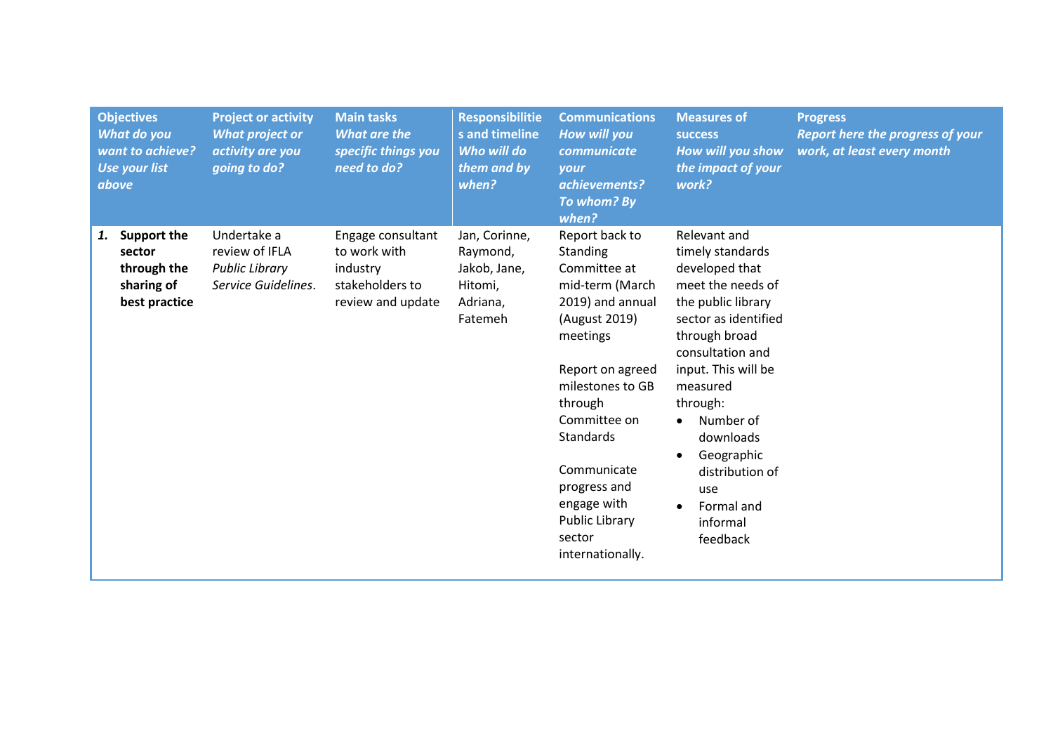| **Objectives** *What do you want to achieve? Use your list above* | **Project or activity** *What project or activity are you going to do?* | **Main tasks** *What are the specific things you need to do?* | **Responsibilities and timeline** *Who will do them and by when?* | **Communications** *How will you communicate your achievements? To whom? By when?* | **Measures of success** *How will you show the impact of your work?* | **Progress** *Report here the progress of your work, at least every month* |
|---|---|---|---|---|---|---|
| ***1.*** **Support the sector through the sharing of best practice** | Undertake a review of IFLA *Public Library Service Guidelines*. | Engage consultant to work with industry stakeholders to review and update | Jan, Corinne, Raymond, Jakob, Jane, Hitomi, Adriana, Fatemeh | Report back to Standing Committee at mid-term (March 2019) and annual (August 2019) meetings<br><br>Report on agreed milestones to GB through Committee on Standards<br><br>Communicate progress and engage with Public Library sector internationally. | Relevant and timely standards developed that meet the needs of the public library sector as identified through broad consultation and input. This will be measured through:<br>• Number of downloads<br>• Geographic distribution of use<br>• Formal and informal feedback | |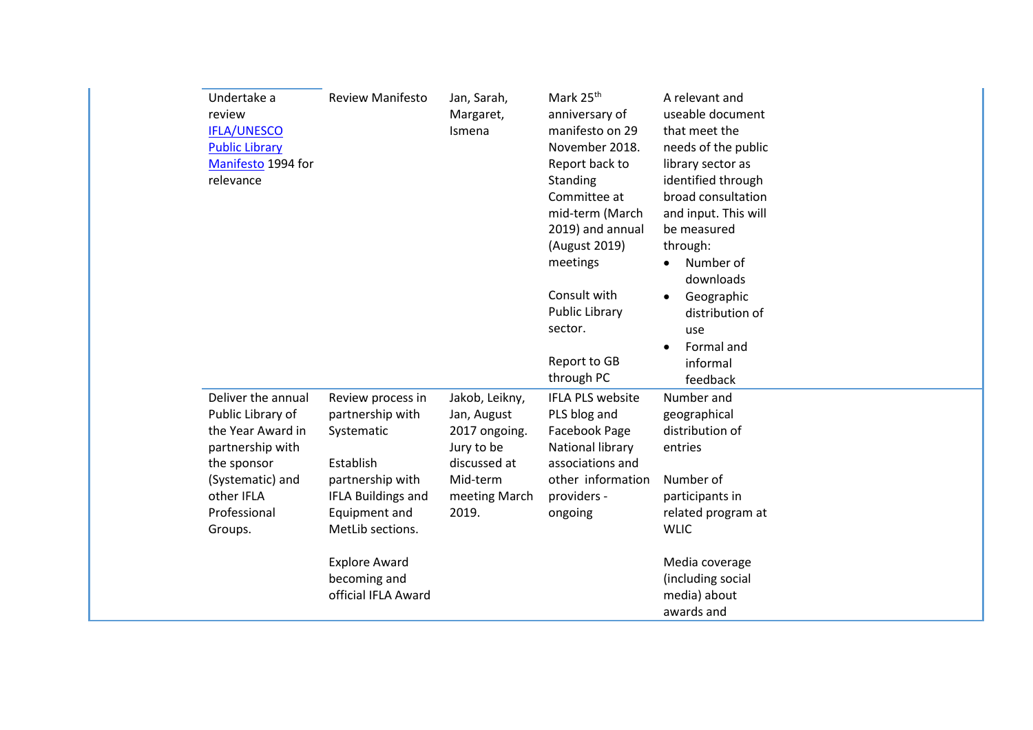| | | | | |
|---|---|---|---|---|
| Undertake a review [IFLA/UNESCO Public Library Manifesto](#) 1994 for relevance | Review Manifesto | Jan, Sarah, Margaret, Ismena | Mark 25th anniversary of manifesto on 29 November 2018. Report back to Standing Committee at mid-term (March 2019) and annual (August 2019) meetings<br><br>Consult with Public Library sector.<br><br>Report to GB through PC | A relevant and useable document that meet the needs of the public library sector as identified through broad consultation and input. This will be measured through:<br>• Number of downloads<br>• Geographic distribution of use<br>• Formal and informal feedback |
| Deliver the annual Public Library of the Year Award in partnership with the sponsor (Systematic) and other IFLA Professional Groups. | Review process in partnership with Systematic<br><br>Establish partnership with IFLA Buildings and Equipment and MetLib sections.<br><br>Explore Award becoming and official IFLA Award | Jakob, Leikny, Jan, August 2017 ongoing. Jury to be discussed at Mid-term meeting March 2019. | IFLA PLS website PLS blog and Facebook Page National library associations and other information providers - ongoing | Number and geographical distribution of entries<br><br>Number of participants in related program at WLIC<br><br>Media coverage (including social media) about awards and |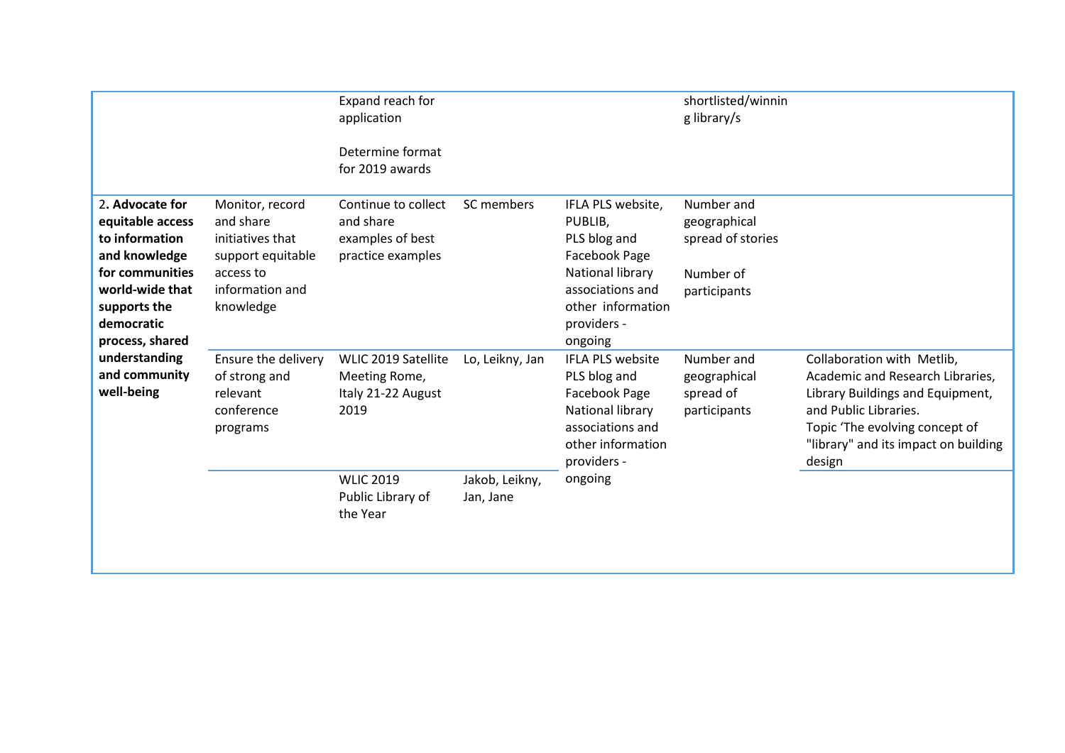| | | | | | | |
|---|---|---|---|---|---|---|
| | | Expand reach for application<br><br>Determine format for 2019 awards | | | shortlisted/winning library/s | |
| 2. **Advocate for equitable access to information and knowledge for communities world-wide that supports the democratic process, shared understanding and community well-being** | Monitor, record and share initiatives that support equitable access to information and knowledge | Continue to collect and share examples of best practice examples | SC members | IFLA PLS website, PUBLIB, PLS blog and Facebook Page National library associations and other information providers - ongoing | Number and geographical spread of stories<br><br>Number of participants | |
| | Ensure the delivery of strong and relevant conference programs | WLIC 2019 Satellite Meeting Rome, Italy 21-22 August 2019 | Lo, Leikny, Jan | IFLA PLS website PLS blog and Facebook Page National library associations and other information providers - ongoing | Number and geographical spread of participants | Collaboration with Metlib, Academic and Research Libraries, Library Buildings and Equipment, and Public Libraries. Topic 'The evolving concept of "library" and its impact on building design |
| | | WLIC 2019 Public Library of the Year | Jakob, Leikny, Jan, Jane | | | |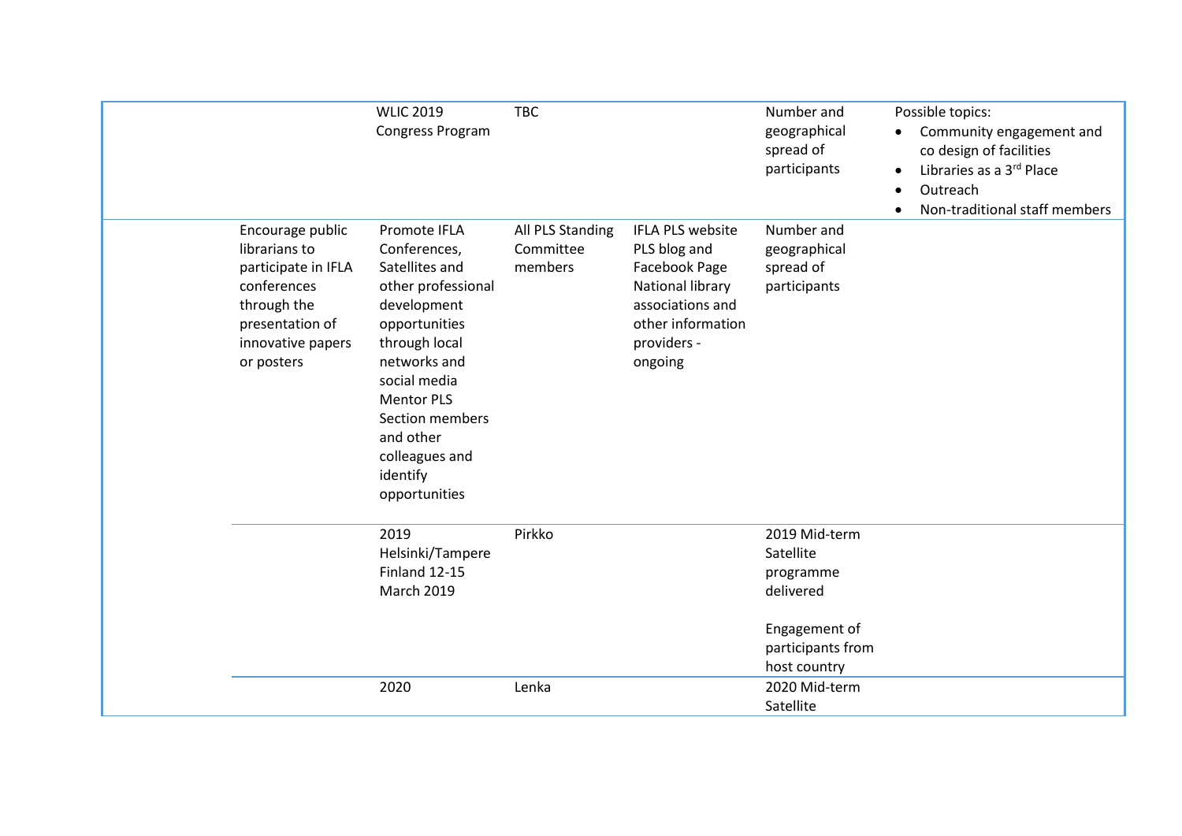| | | | | | |
|---|---|---|---|---|---|
| | WLIC 2019 Congress Program | TBC | | Number and geographical spread of participants | Possible topics:<br>• Community engagement and co design of facilities<br>• Libraries as a 3rd Place<br>• Outreach<br>• Non-traditional staff members |
| Encourage public librarians to participate in IFLA conferences through the presentation of innovative papers or posters | Promote IFLA Conferences, Satellites and other professional development opportunities through local networks and social media<br>Mentor PLS Section members and other colleagues and identify opportunities | All PLS Standing Committee members | IFLA PLS website<br>PLS blog and Facebook Page<br>National library associations and other information providers - ongoing | Number and geographical spread of participants | |
| | 2019 Helsinki/Tampere Finland 12-15 March 2019 | Pirkko | | 2019 Mid-term Satellite programme delivered<br><br>Engagement of participants from host country | |
| | 2020 | Lenka | | 2020 Mid-term Satellite | |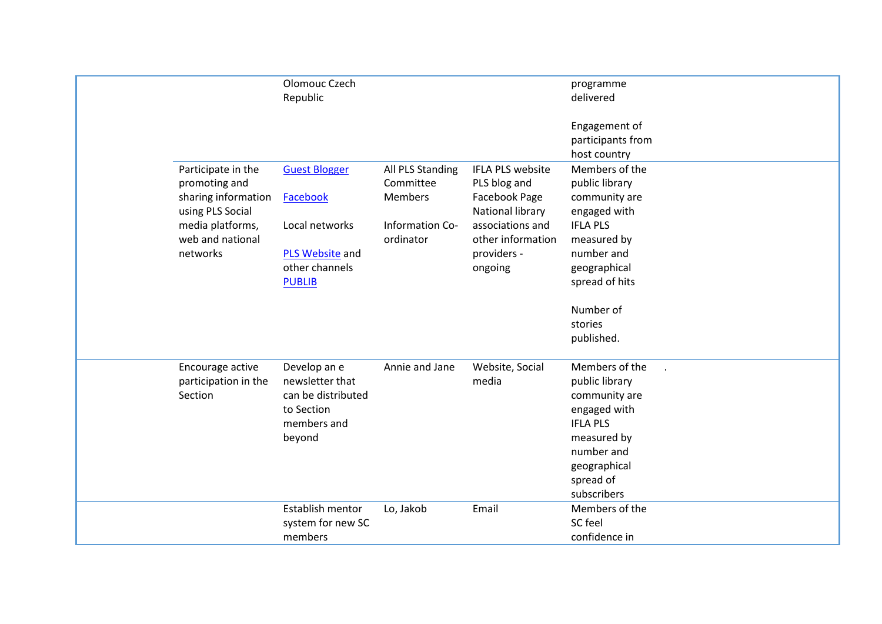| | | | | | |
|---|---|---|---|---|---|
| | | Olomouc Czech Republic | | | programme delivered<br><br>Engagement of participants from host country |
| | Participate in the promoting and sharing information using PLS Social media platforms, web and national networks | Guest Blogger<br><br>Facebook<br><br>Local networks<br><br>PLS Website and other channels<br>PUBLIB | All PLS Standing Committee Members<br><br>Information Co-ordinator | IFLA PLS website PLS blog and Facebook Page National library associations and other information providers - ongoing | Members of the public library community are engaged with IFLA PLS measured by number and geographical spread of hits<br><br>Number of stories published. |
| | Encourage active participation in the Section | Develop an e newsletter that can be distributed to Section members and beyond | Annie and Jane | Website, Social media | Members of the public library community are engaged with IFLA PLS measured by number and geographical spread of subscribers |
| | | Establish mentor system for new SC members | Lo, Jakob | Email | Members of the SC feel confidence in |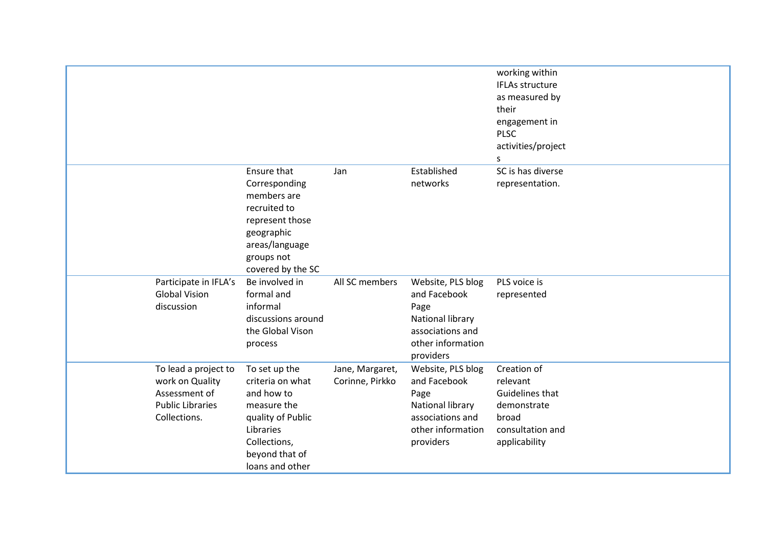| | | | | | |
|---|---|---|---|---|---|
| | | | | working within IFLAs structure as measured by their engagement in PLSC activities/projects | |
| | | Ensure that Corresponding members are recruited to represent those geographic areas/language groups not covered by the SC | Jan | Established networks | SC is has diverse representation. |
| | Participate in IFLA's Global Vision discussion | Be involved in formal and informal discussions around the Global Vison process | All SC members | Website, PLS blog and Facebook Page National library associations and other information providers | PLS voice is represented |
| | To lead a project to work on Quality Assessment of Public Libraries Collections. | To set up the criteria on what and how to measure the quality of Public Libraries Collections, beyond that of loans and other | Jane, Margaret, Corinne, Pirkko | Website, PLS blog and Facebook Page National library associations and other information providers | Creation of relevant Guidelines that demonstrate broad consultation and applicability |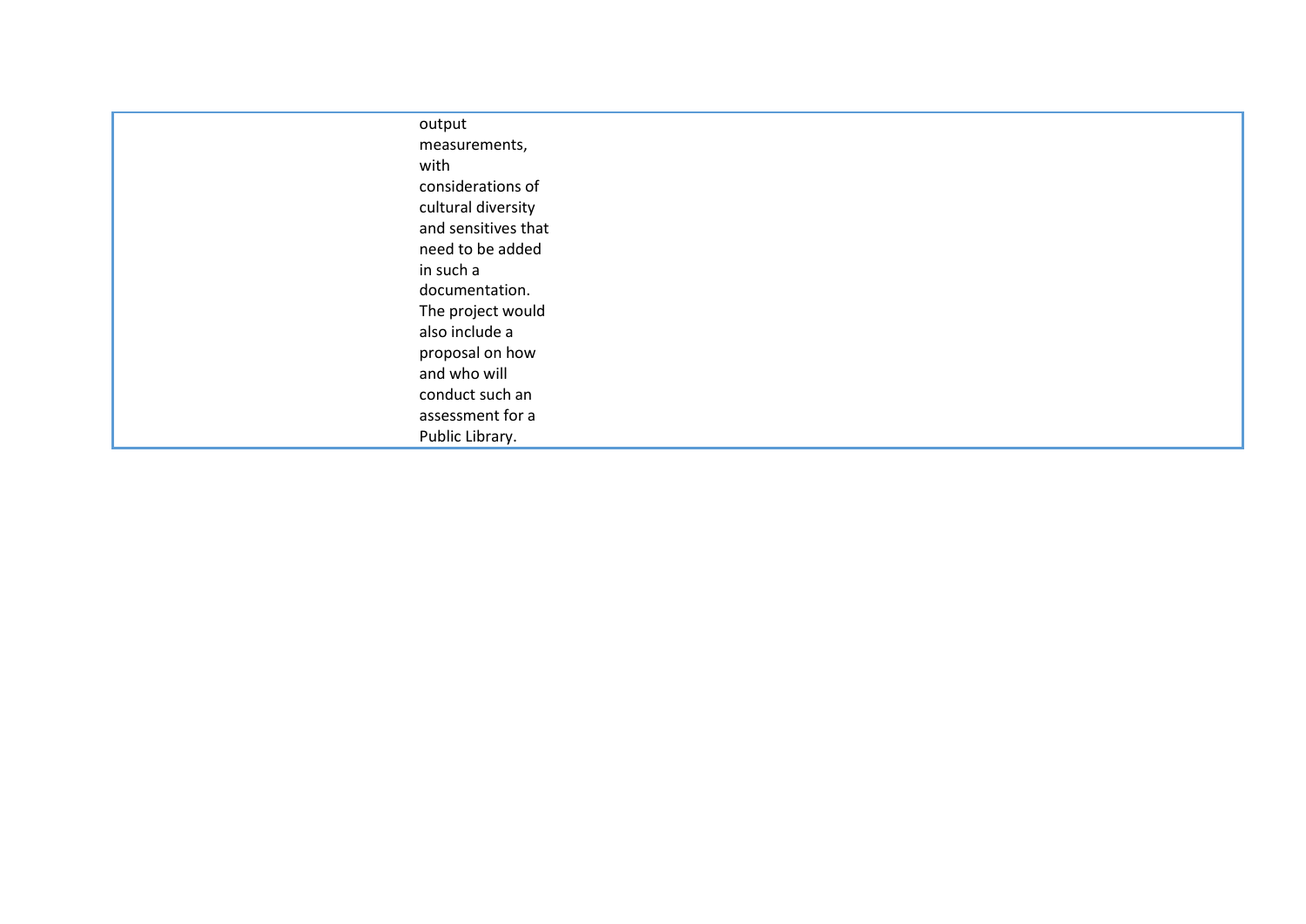| | | |
|---|---|---|
| | output measurements, with considerations of cultural diversity and sensitives that need to be added in such a documentation. The project would also include a proposal on how and who will conduct such an assessment for a Public Library. | |